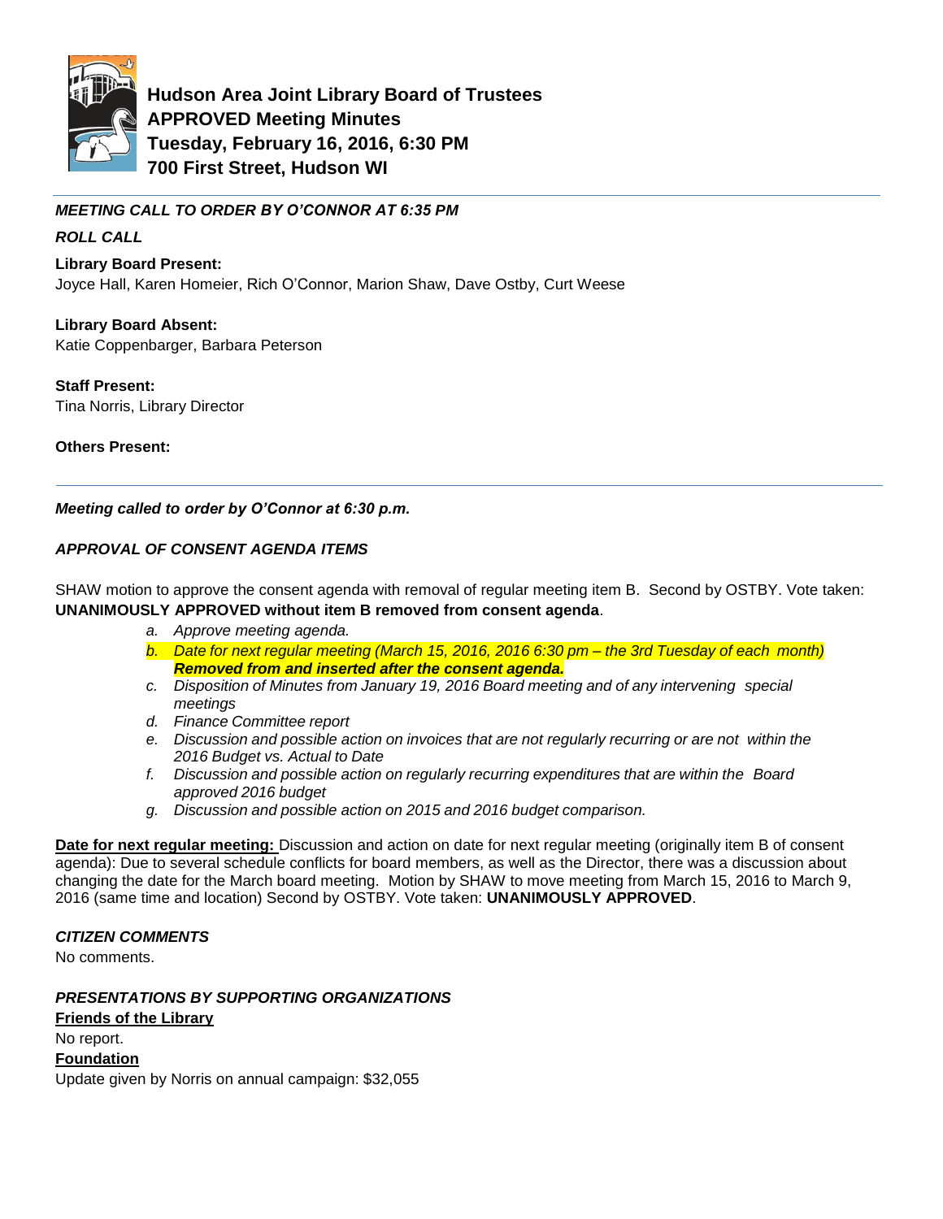# Hudson Area Joint Library Board of Trustees
## APPROVED Meeting Minutes
## Tuesday, February 16, 2016, 6:30 PM
## 700 First Street, Hudson WI

***MEETING CALL TO ORDER BY O'CONNOR AT 6:35 PM***

***ROLL CALL***

**Library Board Present:**
Joyce Hall, Karen Homeier, Rich O'Connor, Marion Shaw, Dave Ostby, Curt Weese

**Library Board Absent:**
Katie Coppenbarger, Barbara Peterson

**Staff Present:**
Tina Norris, Library Director

**Others Present:**

---

***Meeting called to order by O'Connor at 6:30 p.m.***

***APPROVAL OF CONSENT AGENDA ITEMS***

SHAW motion to approve the consent agenda with removal of regular meeting item B. Second by OSTBY. Vote taken: **UNANIMOUSLY APPROVED without item B removed from consent agenda**.

a. *Approve meeting agenda.*
b. *Date for next regular meeting (March 15, 2016, 2016 6:30 pm – the 3rd Tuesday of each month)* ***Removed from and inserted after the consent agenda.***
c. *Disposition of Minutes from January 19, 2016 Board meeting and of any intervening special meetings*
d. *Finance Committee report*
e. *Discussion and possible action on invoices that are not regularly recurring or are not within the 2016 Budget vs. Actual to Date*
f. *Discussion and possible action on regularly recurring expenditures that are within the Board approved 2016 budget*
g. *Discussion and possible action on 2015 and 2016 budget comparison.*

**Date for next regular meeting:** Discussion and action on date for next regular meeting (originally item B of consent agenda): Due to several schedule conflicts for board members, as well as the Director, there was a discussion about changing the date for the March board meeting. Motion by SHAW to move meeting from March 15, 2016 to March 9, 2016 (same time and location) Second by OSTBY. Vote taken: **UNANIMOUSLY APPROVED**.

***CITIZEN COMMENTS***

No comments.

***PRESENTATIONS BY SUPPORTING ORGANIZATIONS***

**Friends of the Library**

No report.

**Foundation**

Update given by Norris on annual campaign: $32,055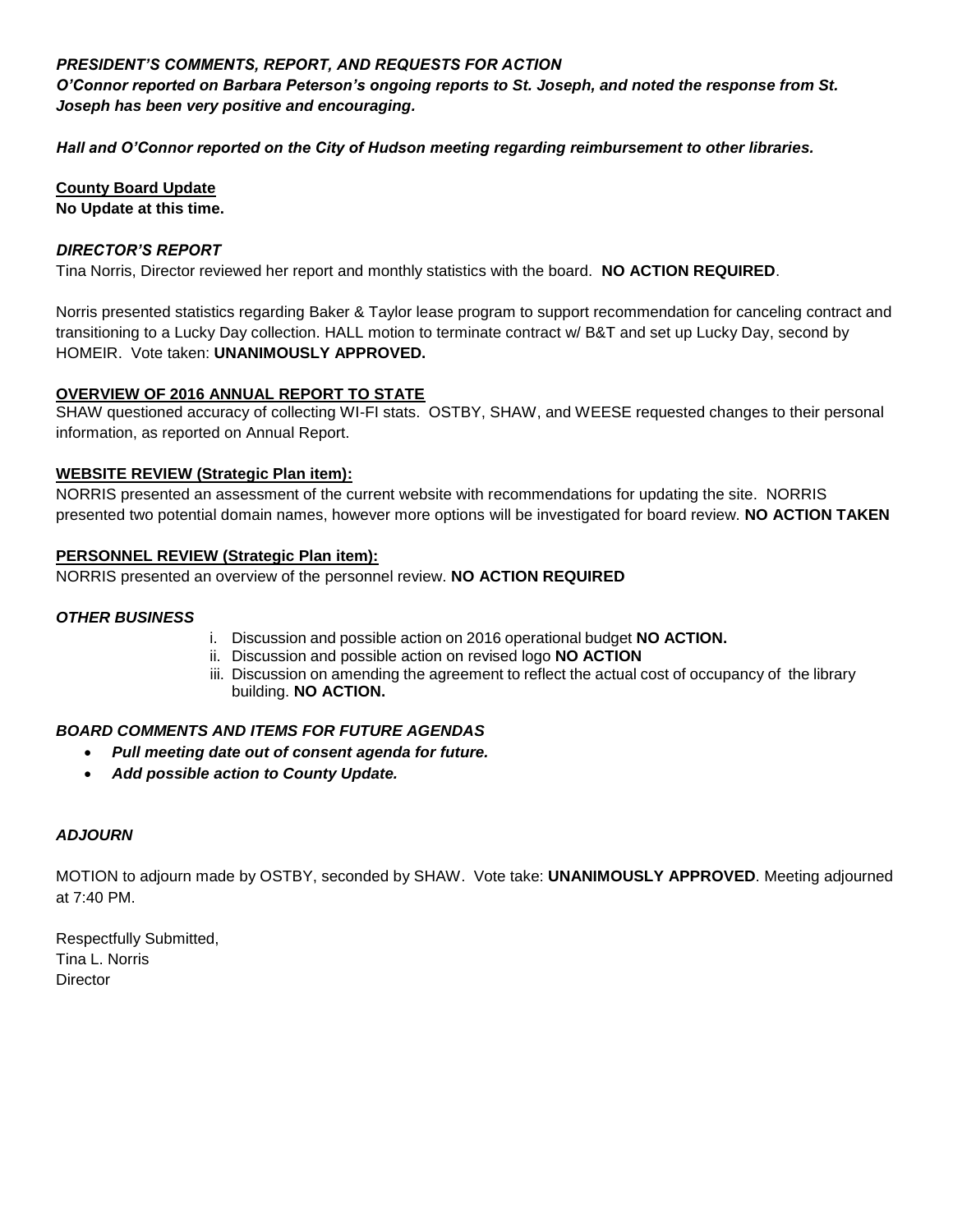***PRESIDENT'S COMMENTS, REPORT, AND REQUESTS FOR ACTION***

***O'Connor reported on Barbara Peterson's ongoing reports to St. Joseph, and noted the response from St. Joseph has been very positive and encouraging.***

***Hall and O'Connor reported on the City of Hudson meeting regarding reimbursement to other libraries.***

**County Board Update**

**No Update at this time.**

***DIRECTOR'S REPORT***

Tina Norris, Director reviewed her report and monthly statistics with the board. **NO ACTION REQUIRED**.

Norris presented statistics regarding Baker & Taylor lease program to support recommendation for canceling contract and transitioning to a Lucky Day collection. HALL motion to terminate contract w/ B&T and set up Lucky Day, second by HOMEIR. Vote taken: **UNANIMOUSLY APPROVED.**

**OVERVIEW OF 2016 ANNUAL REPORT TO STATE**

SHAW questioned accuracy of collecting WI-FI stats. OSTBY, SHAW, and WEESE requested changes to their personal information, as reported on Annual Report.

**WEBSITE REVIEW (Strategic Plan item):**

NORRIS presented an assessment of the current website with recommendations for updating the site. NORRIS presented two potential domain names, however more options will be investigated for board review. **NO ACTION TAKEN**

**PERSONNEL REVIEW (Strategic Plan item):**

NORRIS presented an overview of the personnel review. **NO ACTION REQUIRED**

***OTHER BUSINESS***

i. Discussion and possible action on 2016 operational budget **NO ACTION.**
ii. Discussion and possible action on revised logo **NO ACTION**
iii. Discussion on amending the agreement to reflect the actual cost of occupancy of the library building. **NO ACTION.**

***BOARD COMMENTS AND ITEMS FOR FUTURE AGENDAS***

- ***Pull meeting date out of consent agenda for future.***
- ***Add possible action to County Update.***

***ADJOURN***

MOTION to adjourn made by OSTBY, seconded by SHAW. Vote take: **UNANIMOUSLY APPROVED**. Meeting adjourned at 7:40 PM.

Respectfully Submitted,
Tina L. Norris
Director